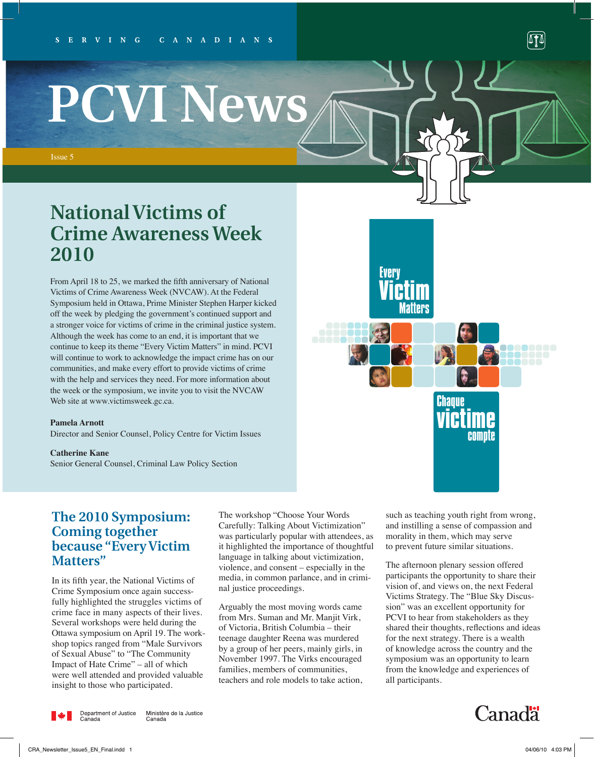SERVING CANADIANS

# PCVI News

Issue 5

## National Victims of Crime Awareness Week 2010

From April 18 to 25, we marked the fifth anniversary of National Victims of Crime Awareness Week (NVCAW). At the Federal Symposium held in Ottawa, Prime Minister Stephen Harper kicked off the week by pledging the government's continued support and a stronger voice for victims of crime in the criminal justice system. Although the week has come to an end, it is important that we continue to keep its theme "Every Victim Matters" in mind. PCVI will continue to work to acknowledge the impact crime has on our communities, and make every effort to provide victims of crime with the help and services they need. For more information about the week or the symposium, we invite you to visit the NVCAW Web site at www.victimsweek.gc.ca.

**Pamela Arnott**
Director and Senior Counsel, Policy Centre for Victim Issues

**Catherine Kane**
Senior General Counsel, Criminal Law Policy Section

Every Victim Matters

Chaque victime compte

## The 2010 Symposium: Coming together because "Every Victim Matters"

In its fifth year, the National Victims of Crime Symposium once again successfully highlighted the struggles victims of crime face in many aspects of their lives. Several workshops were held during the Ottawa symposium on April 19. The workshop topics ranged from "Male Survivors of Sexual Abuse" to "The Community Impact of Hate Crime" – all of which were well attended and provided valuable insight to those who participated.

The workshop "Choose Your Words Carefully: Talking About Victimization" was particularly popular with attendees, as it highlighted the importance of thoughtful language in talking about victimization, violence, and consent – especially in the media, in common parlance, and in criminal justice proceedings.

Arguably the most moving words came from Mrs. Suman and Mr. Manjit Virk, of Victoria, British Columbia – their teenage daughter Reena was murdered by a group of her peers, mainly girls, in November 1997. The Virks encouraged families, members of communities, teachers and role models to take action, such as teaching youth right from wrong, and instilling a sense of compassion and morality in them, which may serve to prevent future similar situations.

The afternoon plenary session offered participants the opportunity to share their vision of, and views on, the next Federal Victims Strategy. The "Blue Sky Discussion" was an excellent opportunity for PCVI to hear from stakeholders as they shared their thoughts, reflections and ideas for the next strategy. There is a wealth of knowledge across the country and the symposium was an opportunity to learn from the knowledge and experiences of all participants.

Department of Justice Canada | Ministère de la Justice Canada

Canada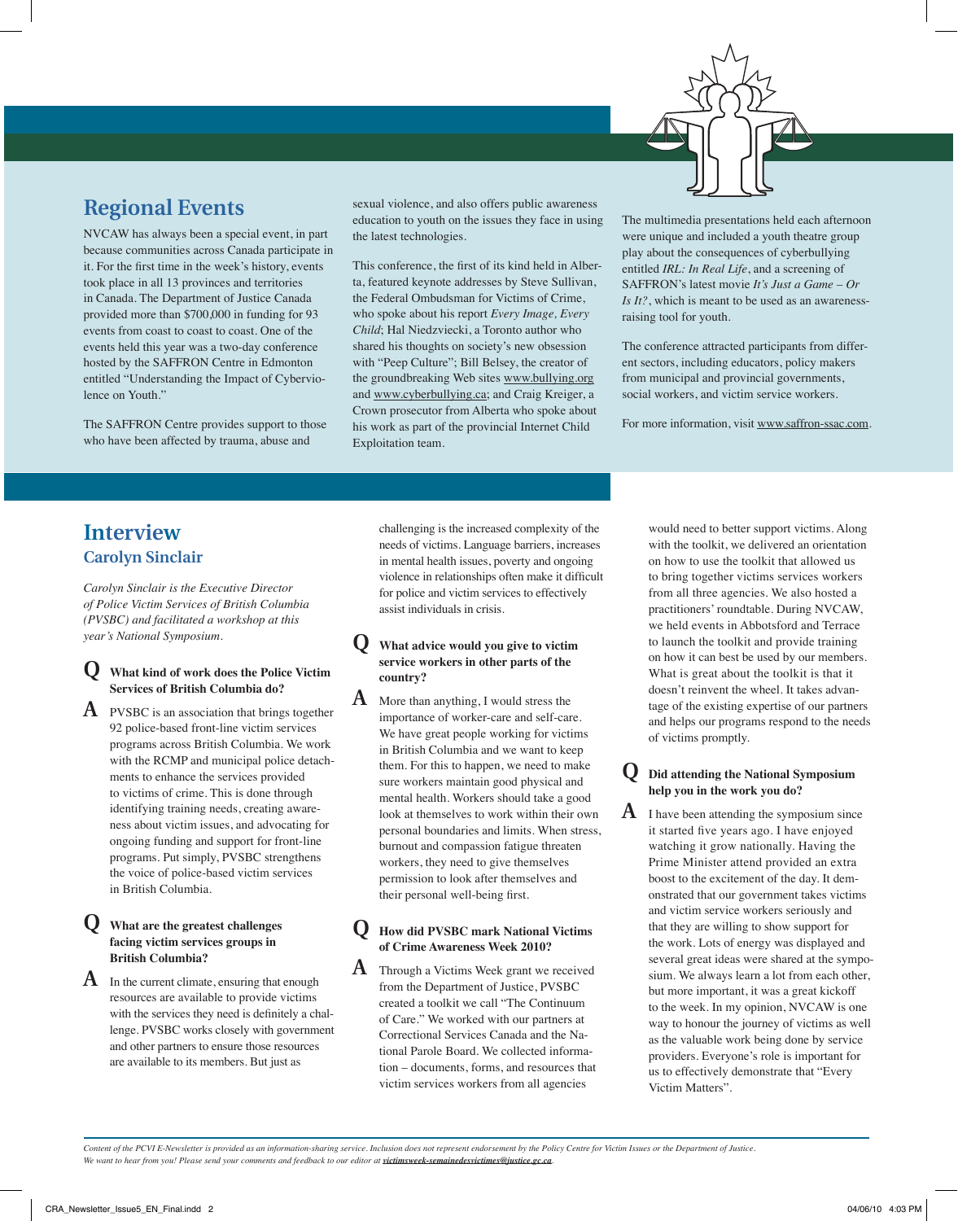## Regional Events

NVCAW has always been a special event, in part because communities across Canada participate in it. For the first time in the week's history, events took place in all 13 provinces and territories in Canada. The Department of Justice Canada provided more than $700,000 in funding for 93 events from coast to coast to coast. One of the events held this year was a two-day conference hosted by the SAFFRON Centre in Edmonton entitled "Understanding the Impact of Cyberviolence on Youth."

The SAFFRON Centre provides support to those who have been affected by trauma, abuse and sexual violence, and also offers public awareness education to youth on the issues they face in using the latest technologies.

This conference, the first of its kind held in Alberta, featured keynote addresses by Steve Sullivan, the Federal Ombudsman for Victims of Crime, who spoke about his report *Every Image, Every Child*; Hal Niedzviecki, a Toronto author who shared his thoughts on society's new obsession with "Peep Culture"; Bill Belsey, the creator of the groundbreaking Web sites www.bullying.org and www.cyberbullying.ca; and Craig Kreiger, a Crown prosecutor from Alberta who spoke about his work as part of the provincial Internet Child Exploitation team.

The multimedia presentations held each afternoon were unique and included a youth theatre group play about the consequences of cyberbullying entitled *IRL: In Real Life*, and a screening of SAFFRON's latest movie *It's Just a Game – Or Is It?*, which is meant to be used as an awareness-raising tool for youth.

The conference attracted participants from different sectors, including educators, policy makers from municipal and provincial governments, social workers, and victim service workers.

For more information, visit www.saffron-ssac.com.

## Interview

### Carolyn Sinclair

*Carolyn Sinclair is the Executive Director of Police Victim Services of British Columbia (PVSBC) and facilitated a workshop at this year's National Symposium.*

**Q What kind of work does the Police Victim Services of British Columbia do?**

**A** PVSBC is an association that brings together 92 police-based front-line victim services programs across British Columbia. We work with the RCMP and municipal police detachments to enhance the services provided to victims of crime. This is done through identifying training needs, creating awareness about victim issues, and advocating for ongoing funding and support for front-line programs. Put simply, PVSBC strengthens the voice of police-based victim services in British Columbia.

**Q What are the greatest challenges facing victim services groups in British Columbia?**

**A** In the current climate, ensuring that enough resources are available to provide victims with the services they need is definitely a challenge. PVSBC works closely with government and other partners to ensure those resources are available to its members. But just as challenging is the increased complexity of the needs of victims. Language barriers, increases in mental health issues, poverty and ongoing violence in relationships often make it difficult for police and victim services to effectively assist individuals in crisis.

**Q What advice would you give to victim service workers in other parts of the country?**

**A** More than anything, I would stress the importance of worker-care and self-care. We have great people working for victims in British Columbia and we want to keep them. For this to happen, we need to make sure workers maintain good physical and mental health. Workers should take a good look at themselves to work within their own personal boundaries and limits. When stress, burnout and compassion fatigue threaten workers, they need to give themselves permission to look after themselves and their personal well-being first.

**Q How did PVSBC mark National Victims of Crime Awareness Week 2010?**

**A** Through a Victims Week grant we received from the Department of Justice, PVSBC created a toolkit we call "The Continuum of Care." We worked with our partners at Correctional Services Canada and the National Parole Board. We collected information – documents, forms, and resources that victim services workers from all agencies would need to better support victims. Along with the toolkit, we delivered an orientation on how to use the toolkit that allowed us to bring together victims services workers from all three agencies. We also hosted a practitioners' roundtable. During NVCAW, we held events in Abbotsford and Terrace to launch the toolkit and provide training on how it can best be used by our members. What is great about the toolkit is that it doesn't reinvent the wheel. It takes advantage of the existing expertise of our partners and helps our programs respond to the needs of victims promptly.

**Q Did attending the National Symposium help you in the work you do?**

**A** I have been attending the symposium since it started five years ago. I have enjoyed watching it grow nationally. Having the Prime Minister attend provided an extra boost to the excitement of the day. It demonstrated that our government takes victims and victim service workers seriously and that they are willing to show support for the work. Lots of energy was displayed and several great ideas were shared at the symposium. We always learn a lot from each other, but more important, it was a great kickoff to the week. In my opinion, NVCAW is one way to honour the journey of victims as well as the valuable work being done by service providers. Everyone's role is important for us to effectively demonstrate that "Every Victim Matters".

---

*Content of the PCVI E-Newsletter is provided as an information-sharing service. Inclusion does not represent endorsement by the Policy Centre for Victim Issues or the Department of Justice.*
*We want to hear from you! Please send your comments and feedback to our editor at* ***victimsweek-semainedesvictimes@justice.gc.ca****.*